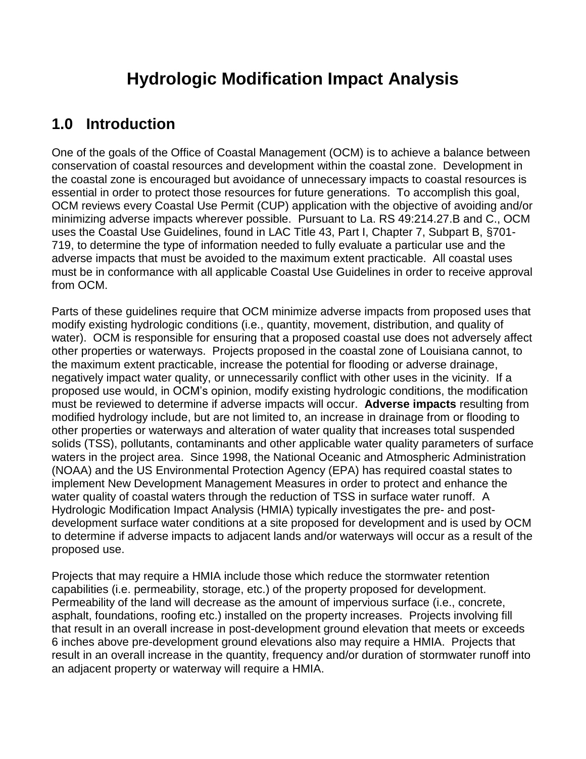# Hydrologic Modification Impact Analysis

## 1.0 Introduction

One of the goals of the Office of Coastal Management (OCM) is to achieve a balance between conservation of coastal resources and development within the coastal zone. Development in the coastal zone is encouraged but avoidance of unnecessary impacts to coastal resources is essential in order to protect those resources for future generations. To accomplish this goal, OCM reviews every Coastal Use Permit (CUP) application with the objective of avoiding and/or minimizing adverse impacts wherever possible. Pursuant to La. RS 49:214.27.B and C., OCM uses the Coastal Use Guidelines, found in LAC Title 43, Part I, Chapter 7, Subpart B, §701-719, to determine the type of information needed to fully evaluate a particular use and the adverse impacts that must be avoided to the maximum extent practicable. All coastal uses must be in conformance with all applicable Coastal Use Guidelines in order to receive approval from OCM.

Parts of these guidelines require that OCM minimize adverse impacts from proposed uses that modify existing hydrologic conditions (i.e., quantity, movement, distribution, and quality of water). OCM is responsible for ensuring that a proposed coastal use does not adversely affect other properties or waterways. Projects proposed in the coastal zone of Louisiana cannot, to the maximum extent practicable, increase the potential for flooding or adverse drainage, negatively impact water quality, or unnecessarily conflict with other uses in the vicinity. If a proposed use would, in OCM's opinion, modify existing hydrologic conditions, the modification must be reviewed to determine if adverse impacts will occur. **Adverse impacts** resulting from modified hydrology include, but are not limited to, an increase in drainage from or flooding to other properties or waterways and alteration of water quality that increases total suspended solids (TSS), pollutants, contaminants and other applicable water quality parameters of surface waters in the project area. Since 1998, the National Oceanic and Atmospheric Administration (NOAA) and the US Environmental Protection Agency (EPA) has required coastal states to implement New Development Management Measures in order to protect and enhance the water quality of coastal waters through the reduction of TSS in surface water runoff. A Hydrologic Modification Impact Analysis (HMIA) typically investigates the pre- and post-development surface water conditions at a site proposed for development and is used by OCM to determine if adverse impacts to adjacent lands and/or waterways will occur as a result of the proposed use.

Projects that may require a HMIA include those which reduce the stormwater retention capabilities (i.e. permeability, storage, etc.) of the property proposed for development. Permeability of the land will decrease as the amount of impervious surface (i.e., concrete, asphalt, foundations, roofing etc.) installed on the property increases. Projects involving fill that result in an overall increase in post-development ground elevation that meets or exceeds 6 inches above pre-development ground elevations also may require a HMIA. Projects that result in an overall increase in the quantity, frequency and/or duration of stormwater runoff into an adjacent property or waterway will require a HMIA.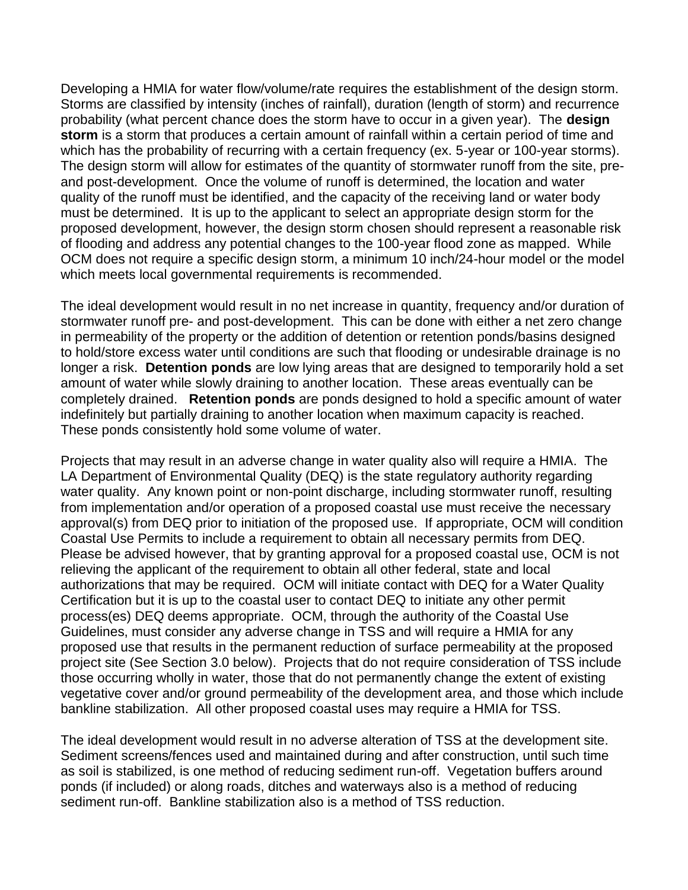Developing a HMIA for water flow/volume/rate requires the establishment of the design storm. Storms are classified by intensity (inches of rainfall), duration (length of storm) and recurrence probability (what percent chance does the storm have to occur in a given year). The **design storm** is a storm that produces a certain amount of rainfall within a certain period of time and which has the probability of recurring with a certain frequency (ex. 5-year or 100-year storms). The design storm will allow for estimates of the quantity of stormwater runoff from the site, pre- and post-development. Once the volume of runoff is determined, the location and water quality of the runoff must be identified, and the capacity of the receiving land or water body must be determined. It is up to the applicant to select an appropriate design storm for the proposed development, however, the design storm chosen should represent a reasonable risk of flooding and address any potential changes to the 100-year flood zone as mapped. While OCM does not require a specific design storm, a minimum 10 inch/24-hour model or the model which meets local governmental requirements is recommended.

The ideal development would result in no net increase in quantity, frequency and/or duration of stormwater runoff pre- and post-development. This can be done with either a net zero change in permeability of the property or the addition of detention or retention ponds/basins designed to hold/store excess water until conditions are such that flooding or undesirable drainage is no longer a risk. **Detention ponds** are low lying areas that are designed to temporarily hold a set amount of water while slowly draining to another location. These areas eventually can be completely drained. **Retention ponds** are ponds designed to hold a specific amount of water indefinitely but partially draining to another location when maximum capacity is reached. These ponds consistently hold some volume of water.

Projects that may result in an adverse change in water quality also will require a HMIA. The LA Department of Environmental Quality (DEQ) is the state regulatory authority regarding water quality. Any known point or non-point discharge, including stormwater runoff, resulting from implementation and/or operation of a proposed coastal use must receive the necessary approval(s) from DEQ prior to initiation of the proposed use. If appropriate, OCM will condition Coastal Use Permits to include a requirement to obtain all necessary permits from DEQ. Please be advised however, that by granting approval for a proposed coastal use, OCM is not relieving the applicant of the requirement to obtain all other federal, state and local authorizations that may be required. OCM will initiate contact with DEQ for a Water Quality Certification but it is up to the coastal user to contact DEQ to initiate any other permit process(es) DEQ deems appropriate. OCM, through the authority of the Coastal Use Guidelines, must consider any adverse change in TSS and will require a HMIA for any proposed use that results in the permanent reduction of surface permeability at the proposed project site (See Section 3.0 below). Projects that do not require consideration of TSS include those occurring wholly in water, those that do not permanently change the extent of existing vegetative cover and/or ground permeability of the development area, and those which include bankline stabilization. All other proposed coastal uses may require a HMIA for TSS.

The ideal development would result in no adverse alteration of TSS at the development site. Sediment screens/fences used and maintained during and after construction, until such time as soil is stabilized, is one method of reducing sediment run-off. Vegetation buffers around ponds (if included) or along roads, ditches and waterways also is a method of reducing sediment run-off. Bankline stabilization also is a method of TSS reduction.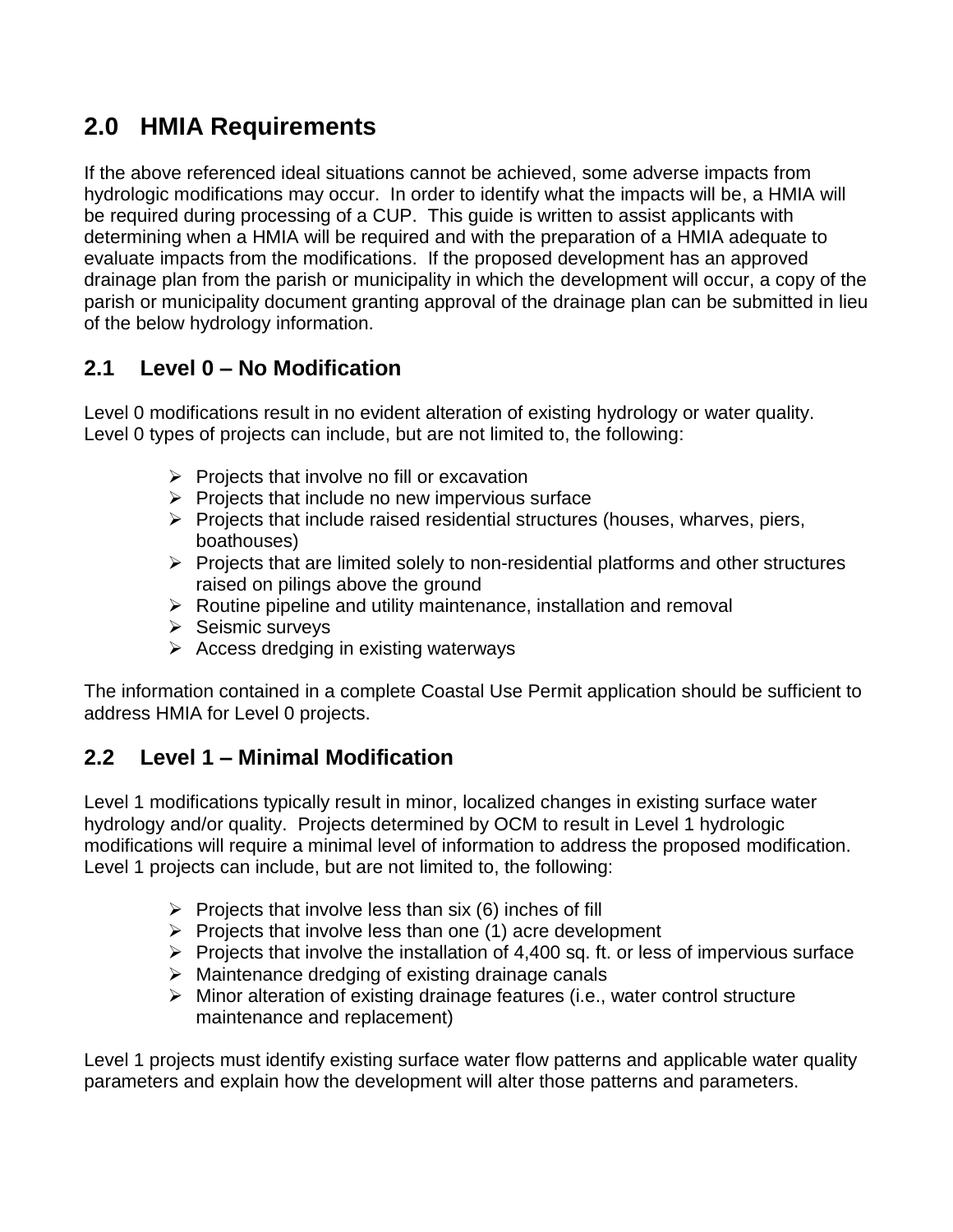## 2.0 HMIA Requirements

If the above referenced ideal situations cannot be achieved, some adverse impacts from hydrologic modifications may occur. In order to identify what the impacts will be, a HMIA will be required during processing of a CUP. This guide is written to assist applicants with determining when a HMIA will be required and with the preparation of a HMIA adequate to evaluate impacts from the modifications. If the proposed development has an approved drainage plan from the parish or municipality in which the development will occur, a copy of the parish or municipality document granting approval of the drainage plan can be submitted in lieu of the below hydrology information.

### 2.1 Level 0 – No Modification

Level 0 modifications result in no evident alteration of existing hydrology or water quality. Level 0 types of projects can include, but are not limited to, the following:

- Projects that involve no fill or excavation
- Projects that include no new impervious surface
- Projects that include raised residential structures (houses, wharves, piers, boathouses)
- Projects that are limited solely to non-residential platforms and other structures raised on pilings above the ground
- Routine pipeline and utility maintenance, installation and removal
- Seismic surveys
- Access dredging in existing waterways

The information contained in a complete Coastal Use Permit application should be sufficient to address HMIA for Level 0 projects.

### 2.2 Level 1 – Minimal Modification

Level 1 modifications typically result in minor, localized changes in existing surface water hydrology and/or quality. Projects determined by OCM to result in Level 1 hydrologic modifications will require a minimal level of information to address the proposed modification. Level 1 projects can include, but are not limited to, the following:

- Projects that involve less than six (6) inches of fill
- Projects that involve less than one (1) acre development
- Projects that involve the installation of 4,400 sq. ft. or less of impervious surface
- Maintenance dredging of existing drainage canals
- Minor alteration of existing drainage features (i.e., water control structure maintenance and replacement)

Level 1 projects must identify existing surface water flow patterns and applicable water quality parameters and explain how the development will alter those patterns and parameters.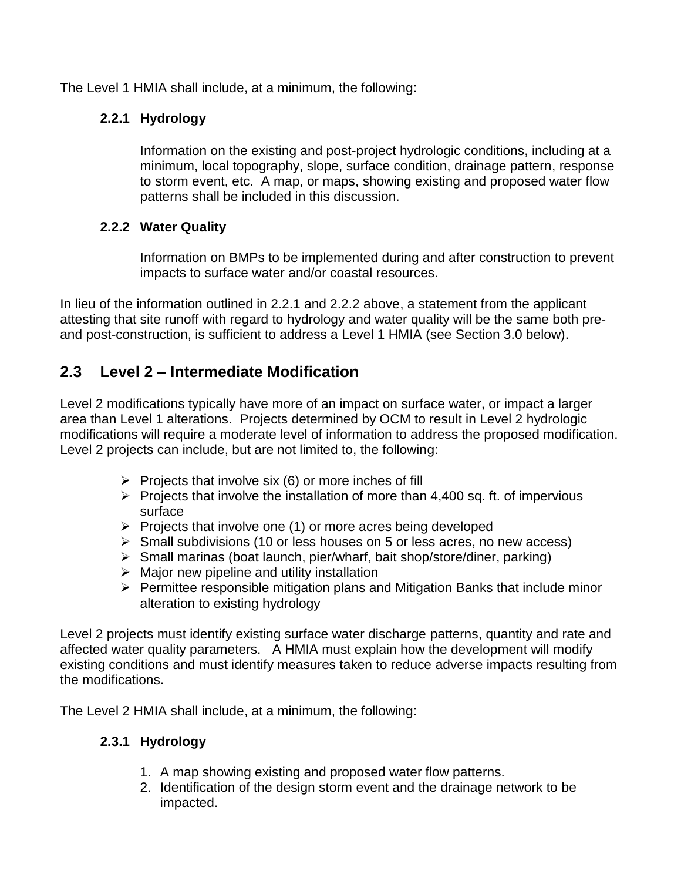The Level 1 HMIA shall include, at a minimum, the following:

### 2.2.1 Hydrology

Information on the existing and post-project hydrologic conditions, including at a minimum, local topography, slope, surface condition, drainage pattern, response to storm event, etc. A map, or maps, showing existing and proposed water flow patterns shall be included in this discussion.

### 2.2.2 Water Quality

Information on BMPs to be implemented during and after construction to prevent impacts to surface water and/or coastal resources.

In lieu of the information outlined in 2.2.1 and 2.2.2 above, a statement from the applicant attesting that site runoff with regard to hydrology and water quality will be the same both pre- and post-construction, is sufficient to address a Level 1 HMIA (see Section 3.0 below).

## 2.3 Level 2 – Intermediate Modification

Level 2 modifications typically have more of an impact on surface water, or impact a larger area than Level 1 alterations. Projects determined by OCM to result in Level 2 hydrologic modifications will require a moderate level of information to address the proposed modification. Level 2 projects can include, but are not limited to, the following:

- Projects that involve six (6) or more inches of fill
- Projects that involve the installation of more than 4,400 sq. ft. of impervious surface
- Projects that involve one (1) or more acres being developed
- Small subdivisions (10 or less houses on 5 or less acres, no new access)
- Small marinas (boat launch, pier/wharf, bait shop/store/diner, parking)
- Major new pipeline and utility installation
- Permittee responsible mitigation plans and Mitigation Banks that include minor alteration to existing hydrology

Level 2 projects must identify existing surface water discharge patterns, quantity and rate and affected water quality parameters. A HMIA must explain how the development will modify existing conditions and must identify measures taken to reduce adverse impacts resulting from the modifications.

The Level 2 HMIA shall include, at a minimum, the following:

### 2.3.1 Hydrology

1. A map showing existing and proposed water flow patterns.
2. Identification of the design storm event and the drainage network to be impacted.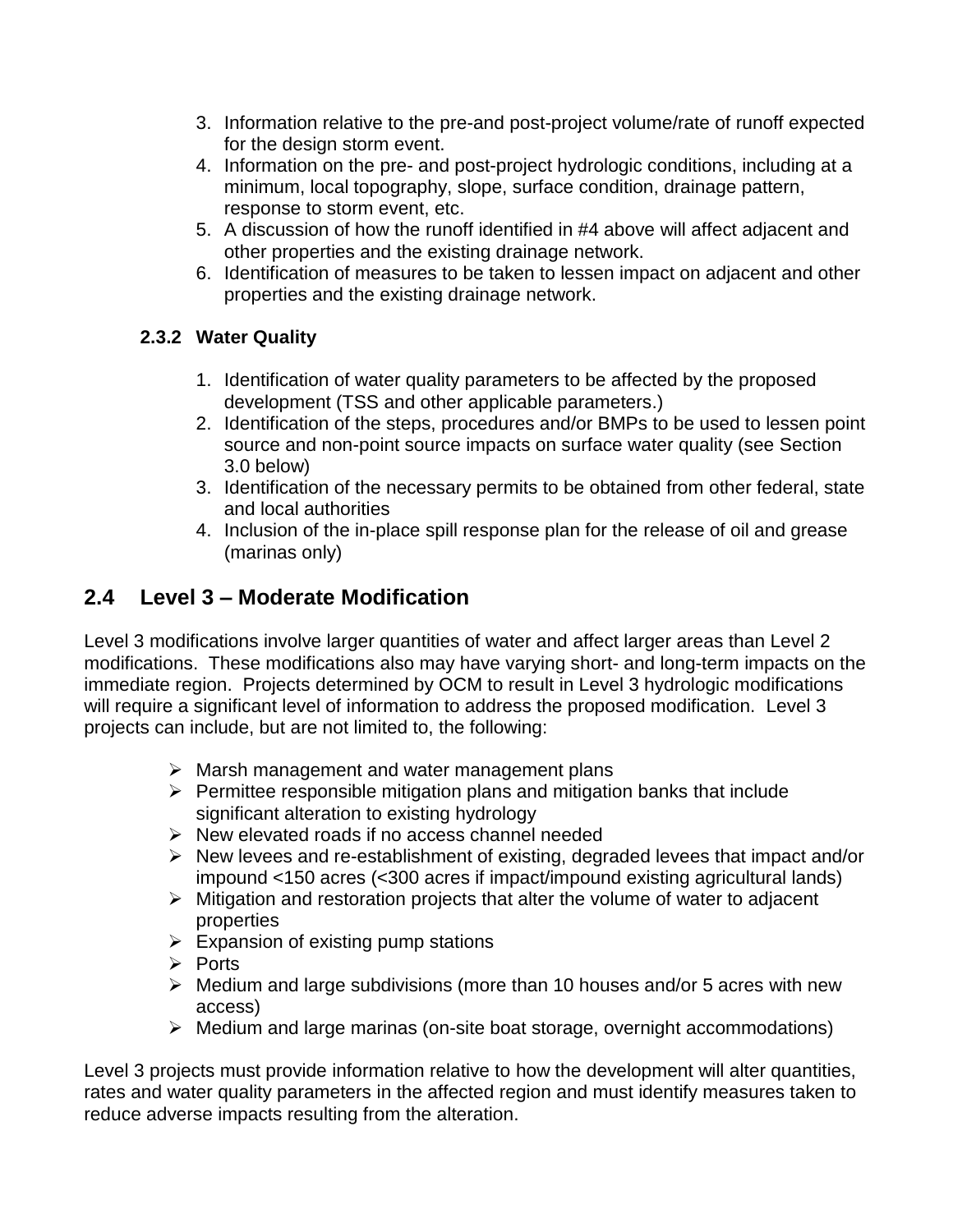3. Information relative to the pre-and post-project volume/rate of runoff expected for the design storm event.
4. Information on the pre- and post-project hydrologic conditions, including at a minimum, local topography, slope, surface condition, drainage pattern, response to storm event, etc.
5. A discussion of how the runoff identified in #4 above will affect adjacent and other properties and the existing drainage network.
6. Identification of measures to be taken to lessen impact on adjacent and other properties and the existing drainage network.

### 2.3.2 Water Quality

1. Identification of water quality parameters to be affected by the proposed development (TSS and other applicable parameters.)
2. Identification of the steps, procedures and/or BMPs to be used to lessen point source and non-point source impacts on surface water quality (see Section 3.0 below)
3. Identification of the necessary permits to be obtained from other federal, state and local authorities
4. Inclusion of the in-place spill response plan for the release of oil and grease (marinas only)

## 2.4 Level 3 – Moderate Modification

Level 3 modifications involve larger quantities of water and affect larger areas than Level 2 modifications. These modifications also may have varying short- and long-term impacts on the immediate region. Projects determined by OCM to result in Level 3 hydrologic modifications will require a significant level of information to address the proposed modification. Level 3 projects can include, but are not limited to, the following:

- Marsh management and water management plans
- Permittee responsible mitigation plans and mitigation banks that include significant alteration to existing hydrology
- New elevated roads if no access channel needed
- New levees and re-establishment of existing, degraded levees that impact and/or impound <150 acres (<300 acres if impact/impound existing agricultural lands)
- Mitigation and restoration projects that alter the volume of water to adjacent properties
- Expansion of existing pump stations
- Ports
- Medium and large subdivisions (more than 10 houses and/or 5 acres with new access)
- Medium and large marinas (on-site boat storage, overnight accommodations)

Level 3 projects must provide information relative to how the development will alter quantities, rates and water quality parameters in the affected region and must identify measures taken to reduce adverse impacts resulting from the alteration.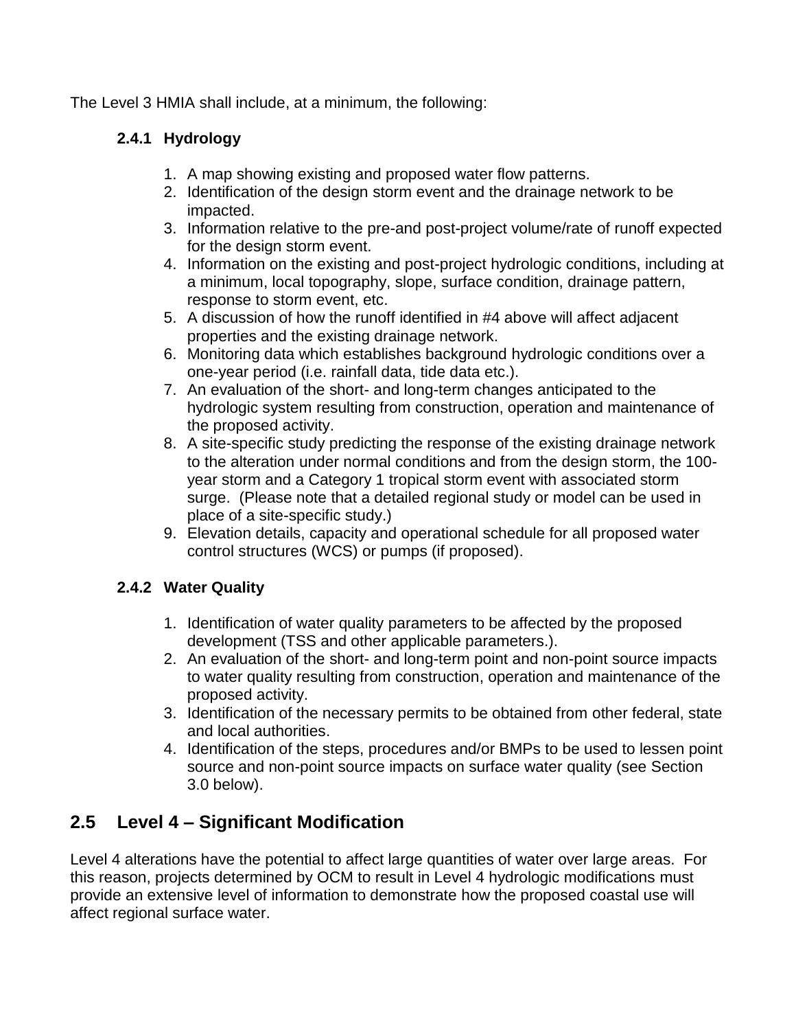The Level 3 HMIA shall include, at a minimum, the following:

### 2.4.1 Hydrology

1. A map showing existing and proposed water flow patterns.
2. Identification of the design storm event and the drainage network to be impacted.
3. Information relative to the pre-and post-project volume/rate of runoff expected for the design storm event.
4. Information on the existing and post-project hydrologic conditions, including at a minimum, local topography, slope, surface condition, drainage pattern, response to storm event, etc.
5. A discussion of how the runoff identified in #4 above will affect adjacent properties and the existing drainage network.
6. Monitoring data which establishes background hydrologic conditions over a one-year period (i.e. rainfall data, tide data etc.).
7. An evaluation of the short- and long-term changes anticipated to the hydrologic system resulting from construction, operation and maintenance of the proposed activity.
8. A site-specific study predicting the response of the existing drainage network to the alteration under normal conditions and from the design storm, the 100-year storm and a Category 1 tropical storm event with associated storm surge. (Please note that a detailed regional study or model can be used in place of a site-specific study.)
9. Elevation details, capacity and operational schedule for all proposed water control structures (WCS) or pumps (if proposed).

### 2.4.2 Water Quality

1. Identification of water quality parameters to be affected by the proposed development (TSS and other applicable parameters.).
2. An evaluation of the short- and long-term point and non-point source impacts to water quality resulting from construction, operation and maintenance of the proposed activity.
3. Identification of the necessary permits to be obtained from other federal, state and local authorities.
4. Identification of the steps, procedures and/or BMPs to be used to lessen point source and non-point source impacts on surface water quality (see Section 3.0 below).

## 2.5 Level 4 – Significant Modification

Level 4 alterations have the potential to affect large quantities of water over large areas. For this reason, projects determined by OCM to result in Level 4 hydrologic modifications must provide an extensive level of information to demonstrate how the proposed coastal use will affect regional surface water.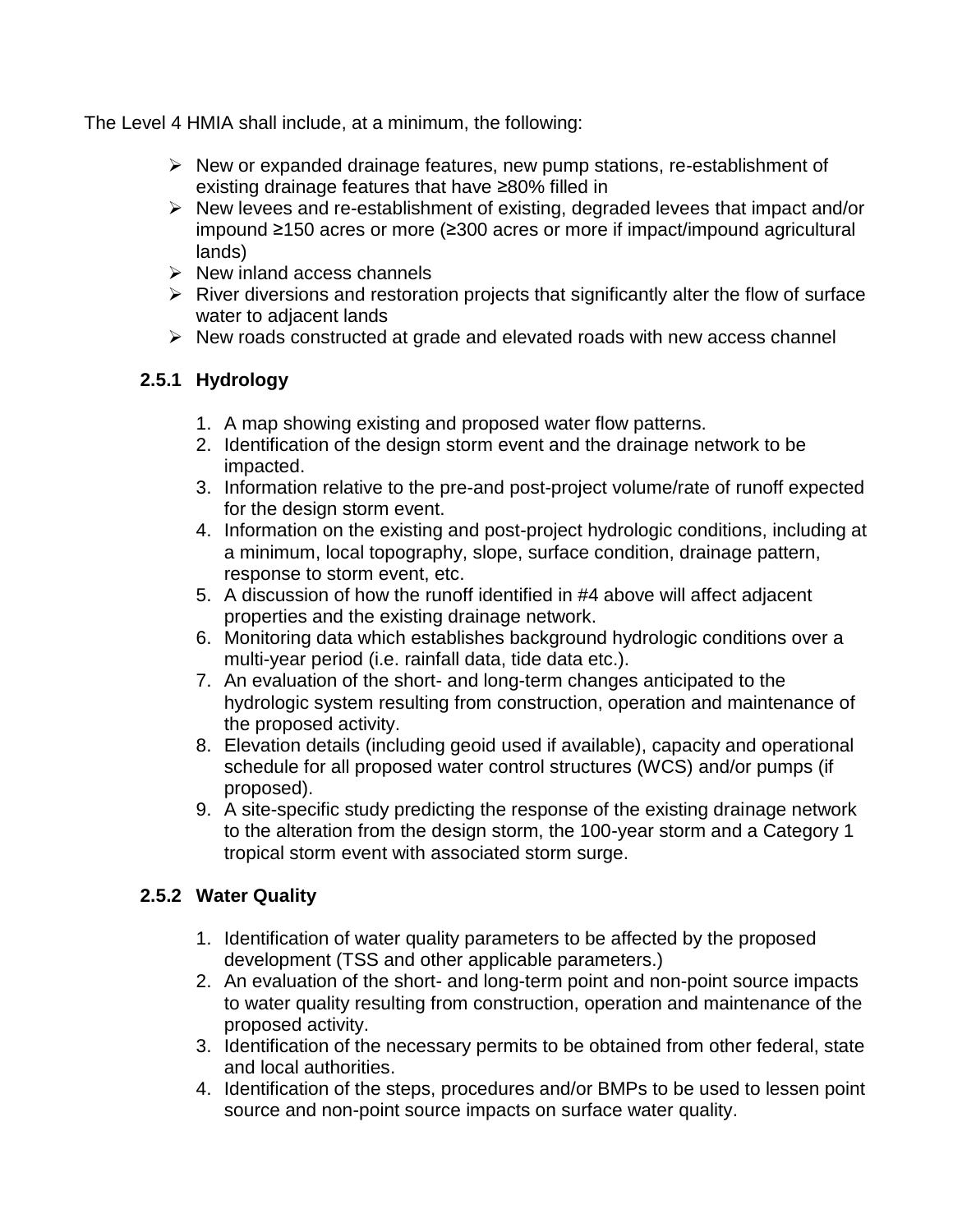The Level 4 HMIA shall include, at a minimum, the following:

- New or expanded drainage features, new pump stations, re-establishment of existing drainage features that have ≥80% filled in
- New levees and re-establishment of existing, degraded levees that impact and/or impound ≥150 acres or more (≥300 acres or more if impact/impound agricultural lands)
- New inland access channels
- River diversions and restoration projects that significantly alter the flow of surface water to adjacent lands
- New roads constructed at grade and elevated roads with new access channel

### 2.5.1 Hydrology

1. A map showing existing and proposed water flow patterns.
2. Identification of the design storm event and the drainage network to be impacted.
3. Information relative to the pre-and post-project volume/rate of runoff expected for the design storm event.
4. Information on the existing and post-project hydrologic conditions, including at a minimum, local topography, slope, surface condition, drainage pattern, response to storm event, etc.
5. A discussion of how the runoff identified in #4 above will affect adjacent properties and the existing drainage network.
6. Monitoring data which establishes background hydrologic conditions over a multi-year period (i.e. rainfall data, tide data etc.).
7. An evaluation of the short- and long-term changes anticipated to the hydrologic system resulting from construction, operation and maintenance of the proposed activity.
8. Elevation details (including geoid used if available), capacity and operational schedule for all proposed water control structures (WCS) and/or pumps (if proposed).
9. A site-specific study predicting the response of the existing drainage network to the alteration from the design storm, the 100-year storm and a Category 1 tropical storm event with associated storm surge.

### 2.5.2 Water Quality

1. Identification of water quality parameters to be affected by the proposed development (TSS and other applicable parameters.)
2. An evaluation of the short- and long-term point and non-point source impacts to water quality resulting from construction, operation and maintenance of the proposed activity.
3. Identification of the necessary permits to be obtained from other federal, state and local authorities.
4. Identification of the steps, procedures and/or BMPs to be used to lessen point source and non-point source impacts on surface water quality.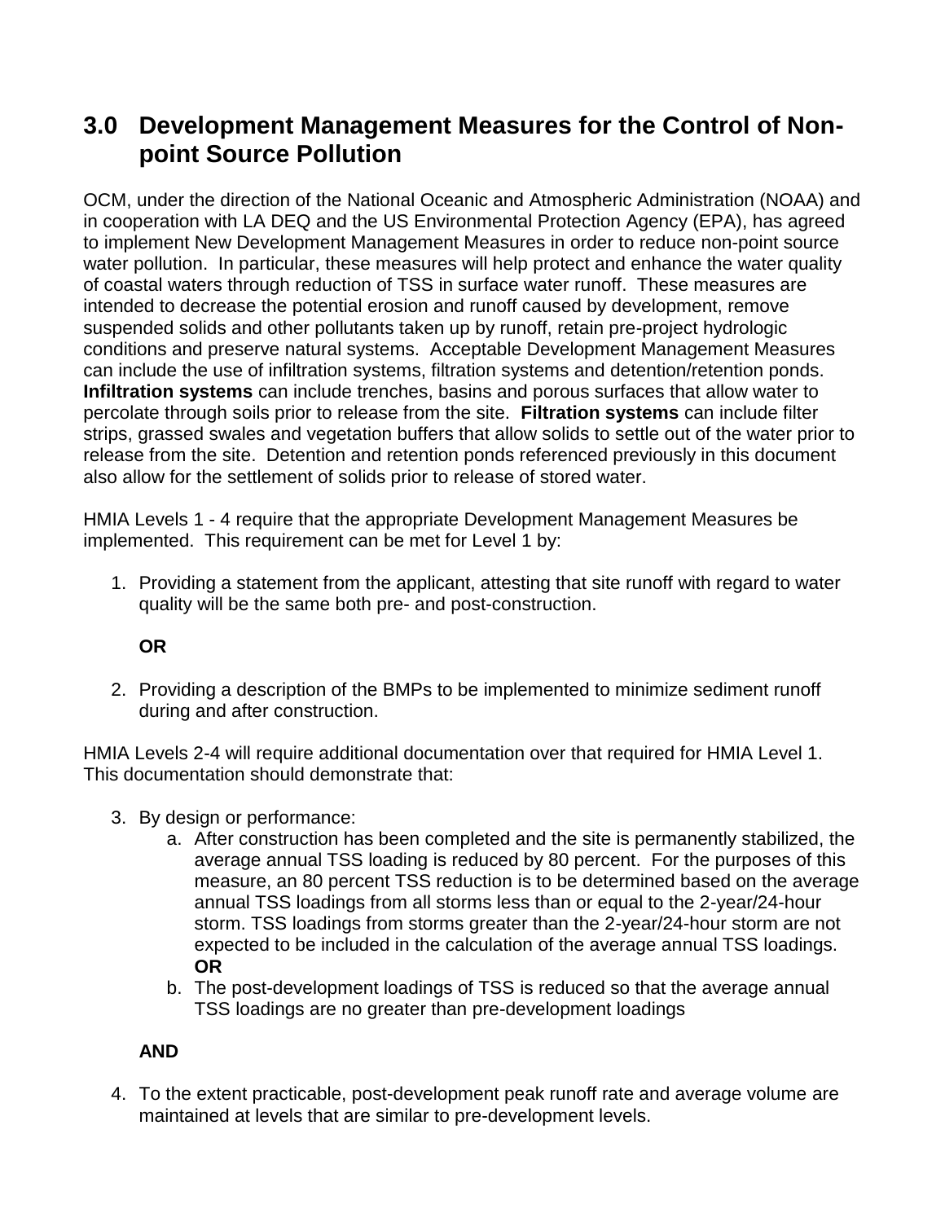## 3.0 Development Management Measures for the Control of Non-point Source Pollution

OCM, under the direction of the National Oceanic and Atmospheric Administration (NOAA) and in cooperation with LA DEQ and the US Environmental Protection Agency (EPA), has agreed to implement New Development Management Measures in order to reduce non-point source water pollution. In particular, these measures will help protect and enhance the water quality of coastal waters through reduction of TSS in surface water runoff. These measures are intended to decrease the potential erosion and runoff caused by development, remove suspended solids and other pollutants taken up by runoff, retain pre-project hydrologic conditions and preserve natural systems. Acceptable Development Management Measures can include the use of infiltration systems, filtration systems and detention/retention ponds. **Infiltration systems** can include trenches, basins and porous surfaces that allow water to percolate through soils prior to release from the site. **Filtration systems** can include filter strips, grassed swales and vegetation buffers that allow solids to settle out of the water prior to release from the site. Detention and retention ponds referenced previously in this document also allow for the settlement of solids prior to release of stored water.

HMIA Levels 1 - 4 require that the appropriate Development Management Measures be implemented. This requirement can be met for Level 1 by:

1. Providing a statement from the applicant, attesting that site runoff with regard to water quality will be the same both pre- and post-construction.

   **OR**

2. Providing a description of the BMPs to be implemented to minimize sediment runoff during and after construction.

HMIA Levels 2-4 will require additional documentation over that required for HMIA Level 1. This documentation should demonstrate that:

3. By design or performance:
   a. After construction has been completed and the site is permanently stabilized, the average annual TSS loading is reduced by 80 percent. For the purposes of this measure, an 80 percent TSS reduction is to be determined based on the average annual TSS loadings from all storms less than or equal to the 2-year/24-hour storm. TSS loadings from storms greater than the 2-year/24-hour storm are not expected to be included in the calculation of the average annual TSS loadings. **OR**
   b. The post-development loadings of TSS is reduced so that the average annual TSS loadings are no greater than pre-development loadings

   **AND**

4. To the extent practicable, post-development peak runoff rate and average volume are maintained at levels that are similar to pre-development levels.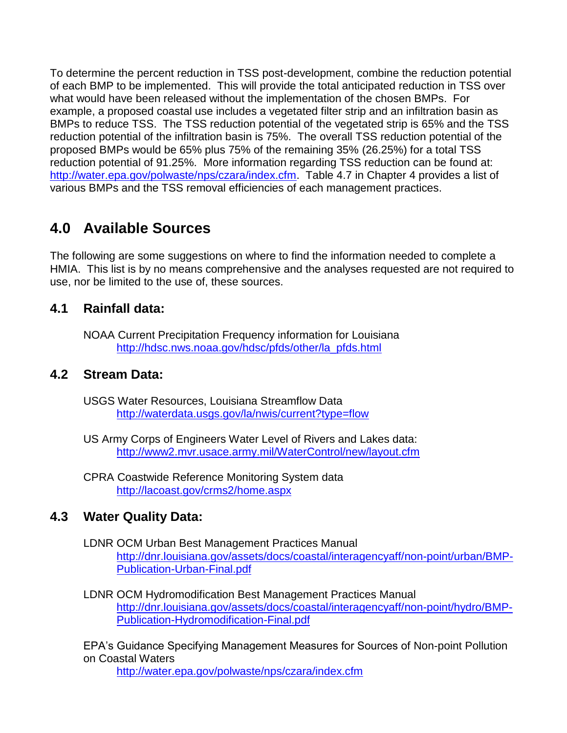To determine the percent reduction in TSS post-development, combine the reduction potential of each BMP to be implemented. This will provide the total anticipated reduction in TSS over what would have been released without the implementation of the chosen BMPs. For example, a proposed coastal use includes a vegetated filter strip and an infiltration basin as BMPs to reduce TSS. The TSS reduction potential of the vegetated strip is 65% and the TSS reduction potential of the infiltration basin is 75%. The overall TSS reduction potential of the proposed BMPs would be 65% plus 75% of the remaining 35% (26.25%) for a total TSS reduction potential of 91.25%. More information regarding TSS reduction can be found at: http://water.epa.gov/polwaste/nps/czara/index.cfm. Table 4.7 in Chapter 4 provides a list of various BMPs and the TSS removal efficiencies of each management practices.

## 4.0 Available Sources

The following are some suggestions on where to find the information needed to complete a HMIA. This list is by no means comprehensive and the analyses requested are not required to use, nor be limited to the use of, these sources.

### 4.1 Rainfall data:

NOAA Current Precipitation Frequency information for Louisiana
http://hdsc.nws.noaa.gov/hdsc/pfds/other/la_pfds.html

### 4.2 Stream Data:

USGS Water Resources, Louisiana Streamflow Data
http://waterdata.usgs.gov/la/nwis/current?type=flow

US Army Corps of Engineers Water Level of Rivers and Lakes data:
http://www2.mvr.usace.army.mil/WaterControl/new/layout.cfm

CPRA Coastwide Reference Monitoring System data
http://lacoast.gov/crms2/home.aspx

### 4.3 Water Quality Data:

LDNR OCM Urban Best Management Practices Manual
http://dnr.louisiana.gov/assets/docs/coastal/interagencyaff/non-point/urban/BMP-Publication-Urban-Final.pdf

LDNR OCM Hydromodification Best Management Practices Manual
http://dnr.louisiana.gov/assets/docs/coastal/interagencyaff/non-point/hydro/BMP-Publication-Hydromodification-Final.pdf

EPA's Guidance Specifying Management Measures for Sources of Non-point Pollution on Coastal Waters
http://water.epa.gov/polwaste/nps/czara/index.cfm